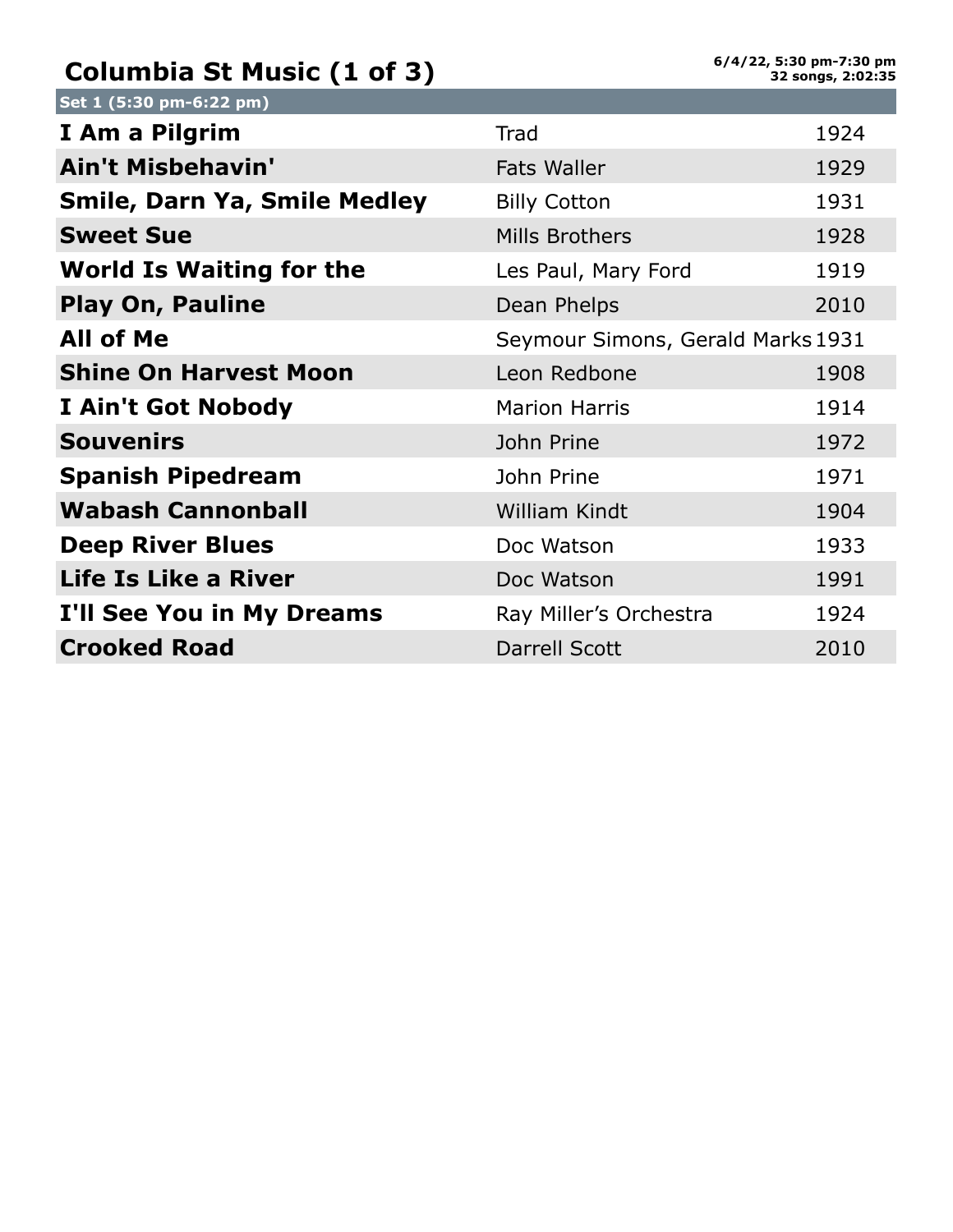# Columbia St Music (1 of 3)

**6/4/22, 5:30 pm-7:30 pm**
**32 songs, 2:02:35**

## Set 1 (5:30 pm-6:22 pm)

| Song | Artist | Year |
|---|---|---|
| **I Am a Pilgrim** | Trad | 1924 |
| **Ain't Misbehavin'** | Fats Waller | 1929 |
| **Smile, Darn Ya, Smile Medley** | Billy Cotton | 1931 |
| **Sweet Sue** | Mills Brothers | 1928 |
| **World Is Waiting for the** | Les Paul, Mary Ford | 1919 |
| **Play On, Pauline** | Dean Phelps | 2010 |
| **All of Me** | Seymour Simons, Gerald Marks | 1931 |
| **Shine On Harvest Moon** | Leon Redbone | 1908 |
| **I Ain't Got Nobody** | Marion Harris | 1914 |
| **Souvenirs** | John Prine | 1972 |
| **Spanish Pipedream** | John Prine | 1971 |
| **Wabash Cannonball** | William Kindt | 1904 |
| **Deep River Blues** | Doc Watson | 1933 |
| **Life Is Like a River** | Doc Watson | 1991 |
| **I'll See You in My Dreams** | Ray Miller's Orchestra | 1924 |
| **Crooked Road** | Darrell Scott | 2010 |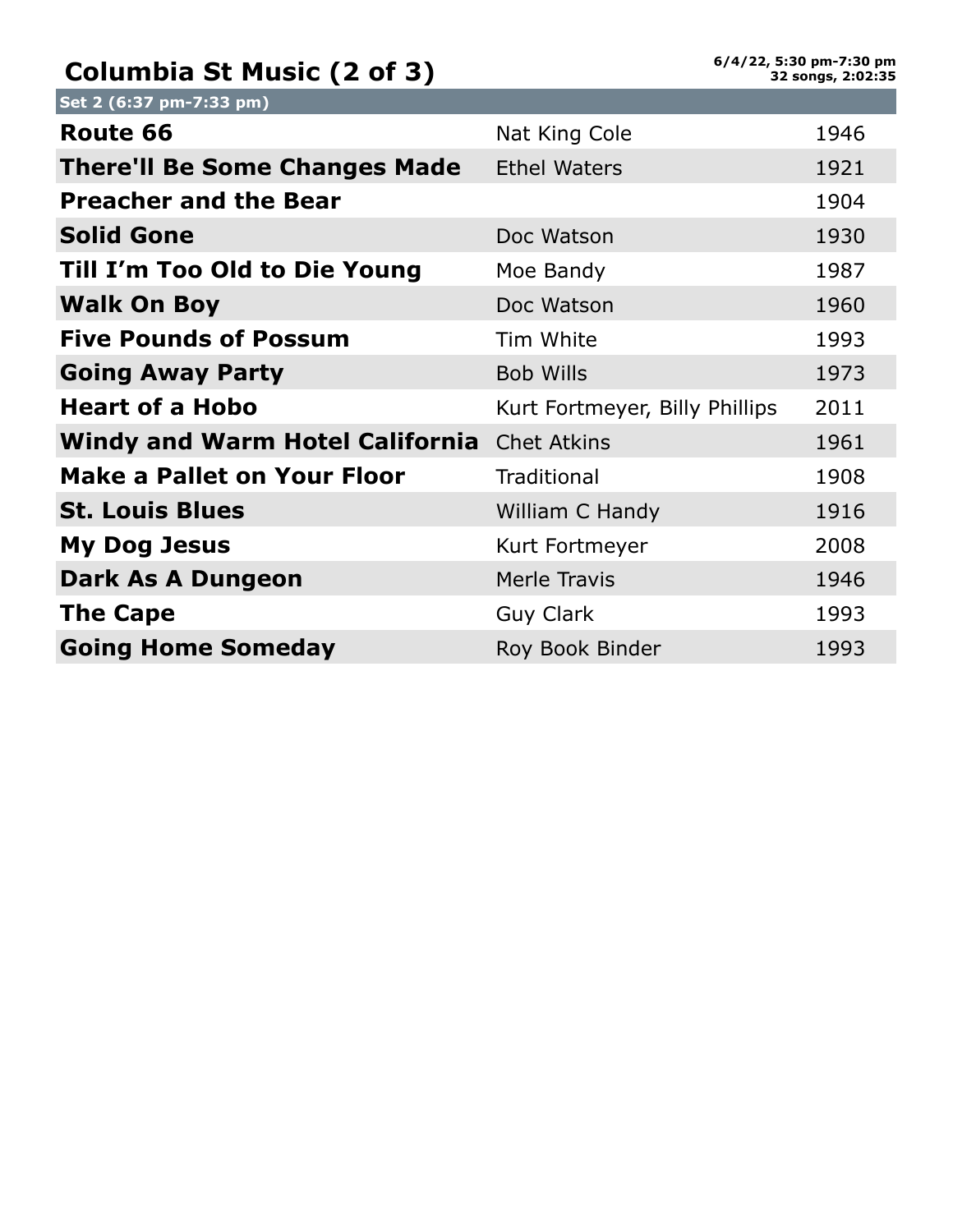# Columbia St Music (2 of 3)

6/4/22, 5:30 pm-7:30 pm
32 songs, 2:02:35

| Set 2 (6:37 pm-7:33 pm) | | |
| --- | --- | --- |
| **Route 66** | Nat King Cole | 1946 |
| **There'll Be Some Changes Made** | Ethel Waters | 1921 |
| **Preacher and the Bear** | | 1904 |
| **Solid Gone** | Doc Watson | 1930 |
| **Till I'm Too Old to Die Young** | Moe Bandy | 1987 |
| **Walk On Boy** | Doc Watson | 1960 |
| **Five Pounds of Possum** | Tim White | 1993 |
| **Going Away Party** | Bob Wills | 1973 |
| **Heart of a Hobo** | Kurt Fortmeyer, Billy Phillips | 2011 |
| **Windy and Warm Hotel California** | Chet Atkins | 1961 |
| **Make a Pallet on Your Floor** | Traditional | 1908 |
| **St. Louis Blues** | William C Handy | 1916 |
| **My Dog Jesus** | Kurt Fortmeyer | 2008 |
| **Dark As A Dungeon** | Merle Travis | 1946 |
| **The Cape** | Guy Clark | 1993 |
| **Going Home Someday** | Roy Book Binder | 1993 |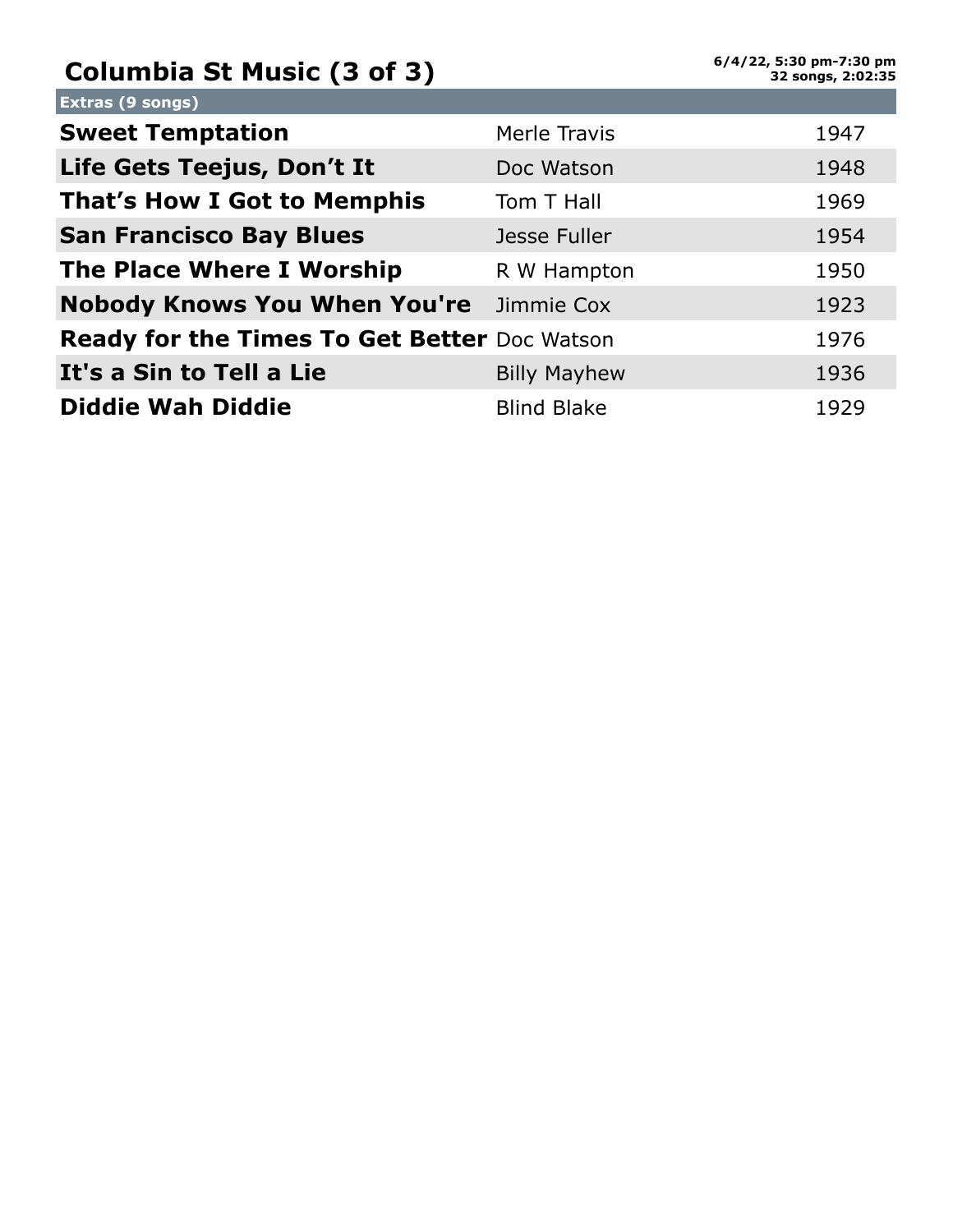# Columbia St Music (3 of 3)

**6/4/22, 5:30 pm-7:30 pm**
**32 songs, 2:02:35**

| Extras (9 songs) | | |
|---|---|---|
| **Sweet Temptation** | Merle Travis | 1947 |
| **Life Gets Teejus, Don't It** | Doc Watson | 1948 |
| **That's How I Got to Memphis** | Tom T Hall | 1969 |
| **San Francisco Bay Blues** | Jesse Fuller | 1954 |
| **The Place Where I Worship** | R W Hampton | 1950 |
| **Nobody Knows You When You're** | Jimmie Cox | 1923 |
| **Ready for the Times To Get Better** | Doc Watson | 1976 |
| **It's a Sin to Tell a Lie** | Billy Mayhew | 1936 |
| **Diddie Wah Diddie** | Blind Blake | 1929 |